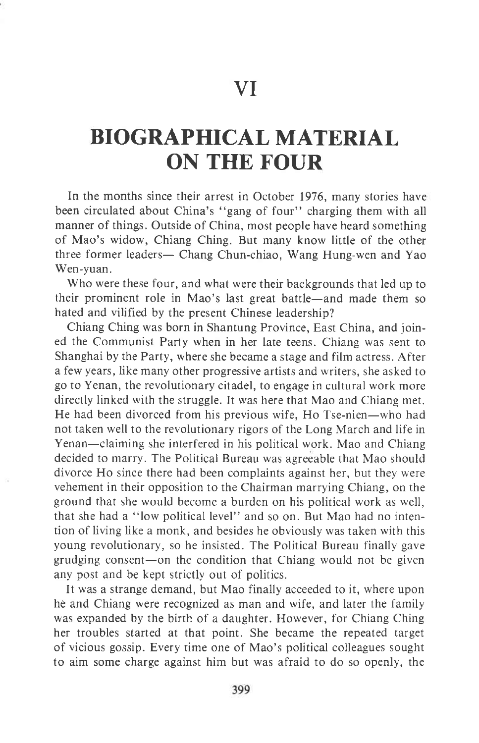# VI

# BIOGRAPHICAL MATERIAL ON THE FOUR

In the months since their arrest in October 1976, many stories have been circulated about China's "gang of four" charging them with all manner of things. Outside of China, most people have heard something of Mao's widow, Chiang Ching. But many know little of the other three former leaders— Chang Chun-chiao, Wang Hung-wen and Yao Wen-yuan.

Who were these four, and what were their backgrounds that led up to their prominent role in Mao's last great battle—and made them so hated and vilified by the present Chinese leadership?

Chiang Ching was born in Shantung Province, East China, and joined the Communist Party when in her late teens. Chiang was sent to Shanghai by the Party, where she became a stage and film actress. After a few years, like many other progressive artists and writers, she asked to go to Yenan, the revolutionary citadel, to engage in cultural work more directly linked with the struggle. It was here that Mao and Chiang met. He had been divorced from his previous wife, Ho Tse-nien—who had not taken well to the revolutionary rigors of the Long March and life in Yenan—claiming she interfered in his political work. Mao and Chiang decided to marry. The Political Bureau was agreeable that Mao should divorce Ho since there had been complaints against her, but they were vehement in their opposition to the Chairman marrying Chiang, on the ground that she would become a burden on his political work as well, that she had a "low political level" and so on. But Mao had no intention of living like a monk, and besides he obviously was taken with this young revolutionary, so he insisted. The Political Bureau finally gave grudging consent—on the condition that Chiang would not be given any post and be kept strictly out of politics.

It was a strange demand, but Mao finally acceeded to it, where upon he and Chiang were recognized as man and wife, and later the family was expanded by the birth of a daughter. However, for Chiang Ching her troubles started at that point. She became the repeated target of vicious gossip. Every time one of Mao's political colleagues sought to aim some charge against him but was afraid to do so openly, the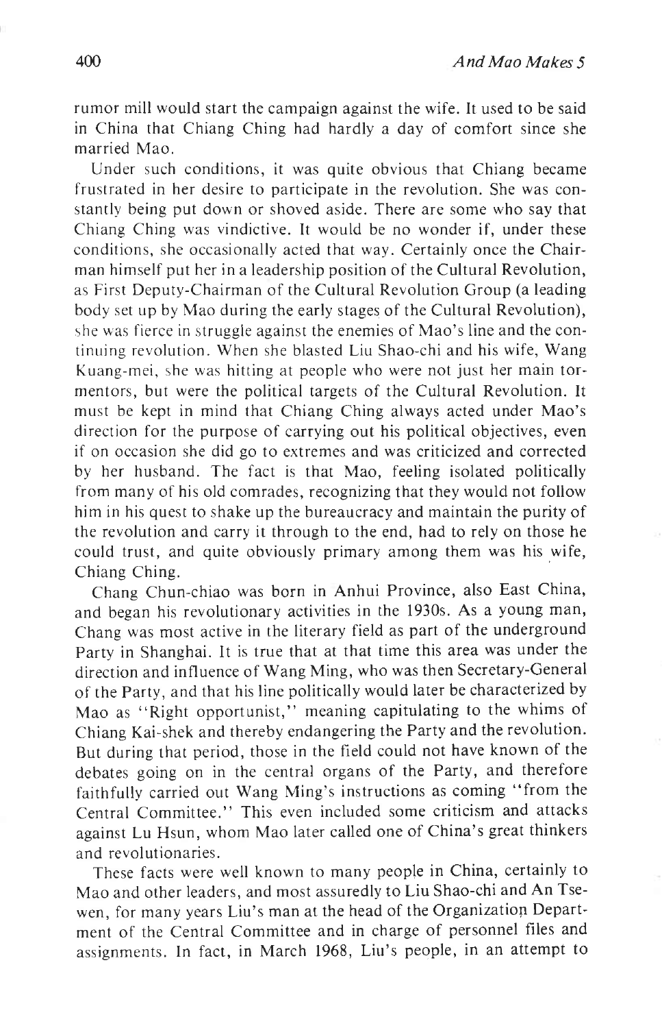rumor mill would start the campaign against the wife. It used to be said in China that Chiang Ching had hardly a day of comfort since she married Mao.

Under such conditions, it was quite obvious that Chiang became frustrated in her desire to participate in the revolution. She was constantly being put down or shoved aside. There are some who say that Chiang Ching was vindictive. It would be no wonder if, under these conditions, she occasionally acted that way. Certainly once the Chairman himself put her in a leadership position of the Cultural Revolution, as First Deputy-Chairman of the Cultural Revolution Group (a leading body set up by Mao during the early stages of the Cultural Revolution), she was fierce in struggle against the enemies of Mao's line and the continuing revolution. When she blasted Liu Shao-chi and his wife, Wang Kuang-mei, she was hitting at people who were not just her main tormentors, but were the political targets of the Cultural Revolution. It must be kept in mind that Chiang Ching always acted under Mao's direction for the purpose of carrying out his political objectives, even if on occasion she did go to extremes and was criticized and corrected by her husband. The fact is that Mao, feeling isolated politically from many of his old comrades, recognizing that they would not follow him in his quest to shake up the bureaucracy and maintain the purity of the revolution and carry it through to the end, had to rely on those he could trust, and quite obviously primary among them was his wife, Chiang Ching.

Chang Chun-chiao was born in Anhui Province, also East China, and began his revolutionary activities in the 1930s. As a young man, Chang was most active in the literary field as part of the underground Party in Shanghai. It is true that at that time this area was under the direction and influence of Wang Ming, who was then Secretary-General of the Party, and that his line politically would later be characterized by Mao as "Right opportunist," meaning capitulating to the whims of Chiang Kai-shek and thereby endangering the Party and the revolution. But during that period, those in the field could not have known of the debates going on in the central organs of the Party, and therefore faithfully carried out Wang Ming's instructions as coming "from the Central Committee." This even included some criticism and attacks against Lu Hsun, whom Mao later called one of China's great thinkers and revolutionaries.

These facts were well known to many people in China, certainly to Mao and other leaders, and most assuredly to Liu Shao-chi and An Tse-wen, for many years Liu's man at the head of the Organization Department of the Central Committee and in charge of personnel files and assignments. In fact, in March 1968, Liu's people, in an attempt to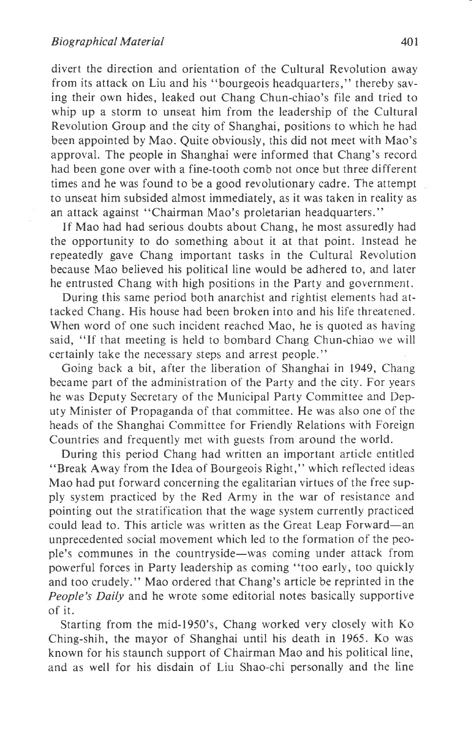divert the direction and orientation of the Cultural Revolution away from its attack on Liu and his "bourgeois headquarters," thereby saving their own hides, leaked out Chang Chun-chiao's file and tried to whip up a storm to unseat him from the leadership of the Cultural Revolution Group and the city of Shanghai, positions to which he had been appointed by Mao. Quite obviously, this did not meet with Mao's approval. The people in Shanghai were informed that Chang's record had been gone over with a fine-tooth comb not once but three different times and he was found to be a good revolutionary cadre. The attempt to unseat him subsided almost immediately, as it was taken in reality as an attack against "Chairman Mao's proletarian headquarters."

If Mao had had serious doubts about Chang, he most assuredly had the opportunity to do something about it at that point. Instead he repeatedly gave Chang important tasks in the Cultural Revolution because Mao believed his political line would be adhered to, and later he entrusted Chang with high positions in the Party and government.

During this same period both anarchist and rightist elements had attacked Chang. His house had been broken into and his life threatened. When word of one such incident reached Mao, he is quoted as having said, "If that meeting is held to bombard Chang Chun-chiao we will certainly take the necessary steps and arrest people."

Going back a bit, after the liberation of Shanghai in 1949, Chang became part of the administration of the Party and the city. For years he was Deputy Secretary of the Municipal Party Committee and Deputy Minister of Propaganda of that committee. He was also one of the heads of the Shanghai Committee for Friendly Relations with Foreign Countries and frequently met with guests from around the world.

During this period Chang had written an important article entitled "Break Away from the Idea of Bourgeois Right," which reflected ideas Mao had put forward concerning the egalitarian virtues of the free supply system practiced by the Red Army in the war of resistance and pointing out the stratification that the wage system currently practiced could lead to. This article was written as the Great Leap Forward—an unprecedented social movement which led to the formation of the people's communes in the countryside—was coming under attack from powerful forces in Party leadership as coming "too early, too quickly and too crudely." Mao ordered that Chang's article be reprinted in the *People's Daily* and he wrote some editorial notes basically supportive of it.

Starting from the mid-1950's, Chang worked very closely with Ko Ching-shih, the mayor of Shanghai until his death in 1965. Ko was known for his staunch support of Chairman Mao and his political line, and as well for his disdain of Liu Shao-chi personally and the line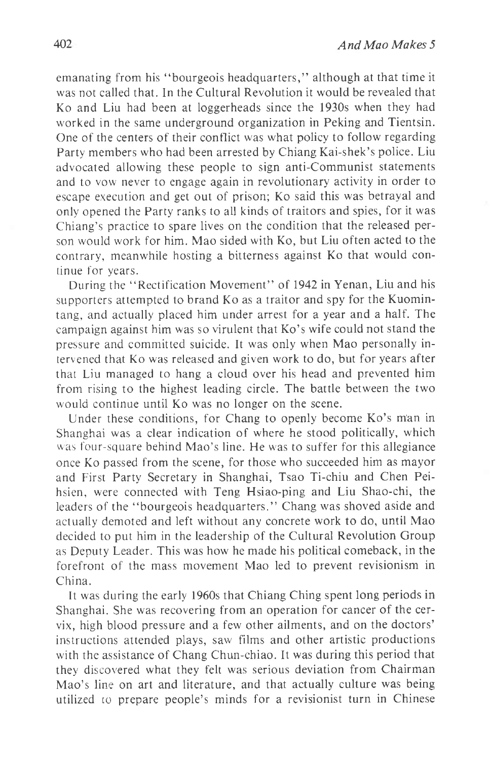emanating from his "bourgeois headquarters," although at that time it was not called that. In the Cultural Revolution it would be revealed that Ko and Liu had been at loggerheads since the 1930s when they had worked in the same underground organization in Peking and Tientsin. One of the centers of their conflict was what policy to follow regarding Party members who had been arrested by Chiang Kai-shek's police. Liu advocated allowing these people to sign anti-Communist statements and to vow never to engage again in revolutionary activity in order to escape execution and get out of prison; Ko said this was betrayal and only opened the Party ranks to all kinds of traitors and spies, for it was Chiang's practice to spare lives on the condition that the released person would work for him. Mao sided with Ko, but Liu often acted to the contrary, meanwhile hosting a bitterness against Ko that would continue for years.

During the "Rectification Movement" of 1942 in Yenan, Liu and his supporters attempted to brand Ko as a traitor and spy for the Kuomintang, and actually placed him under arrest for a year and a half. The campaign against him was so virulent that Ko's wife could not stand the pressure and committed suicide. It was only when Mao personally intervened that Ko was released and given work to do, but for years after that Liu managed to hang a cloud over his head and prevented him from rising to the highest leading circle. The battle between the two would continue until Ko was no longer on the scene.

Under these conditions, for Chang to openly become Ko's man in Shanghai was a clear indication of where he stood politically, which was four-square behind Mao's line. He was to suffer for this allegiance once Ko passed from the scene, for those who succeeded him as mayor and First Party Secretary in Shanghai, Tsao Ti-chiu and Chen Pei-hsien, were connected with Teng Hsiao-ping and Liu Shao-chi, the leaders of the "bourgeois headquarters." Chang was shoved aside and actually demoted and left without any concrete work to do, until Mao decided to put him in the leadership of the Cultural Revolution Group as Deputy Leader. This was how he made his political comeback, in the forefront of the mass movement Mao led to prevent revisionism in China.

It was during the early 1960s that Chiang Ching spent long periods in Shanghai. She was recovering from an operation for cancer of the cervix, high blood pressure and a few other ailments, and on the doctors' instructions attended plays, saw films and other artistic productions with the assistance of Chang Chun-chiao. It was during this period that they discovered what they felt was serious deviation from Chairman Mao's line on art and literature, and that actually culture was being utilized to prepare people's minds for a revisionist turn in Chinese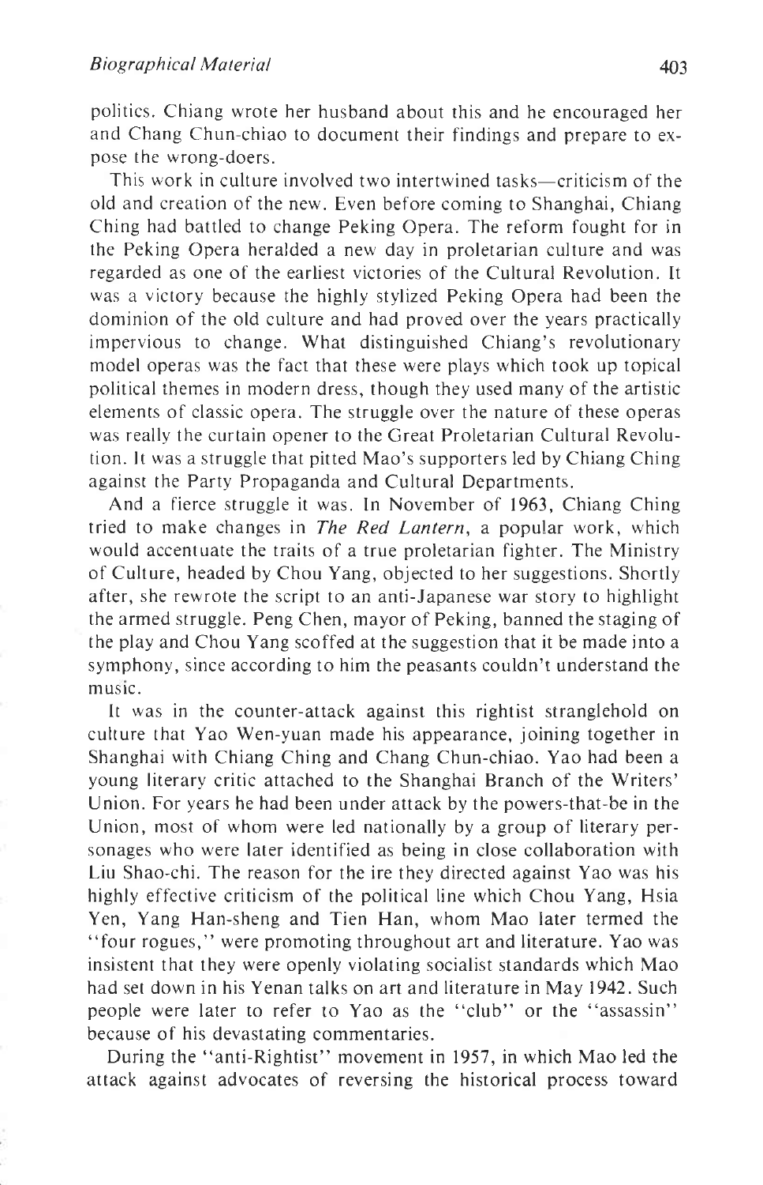politics. Chiang wrote her husband about this and he encouraged her and Chang Chun-chiao to document their findings and prepare to expose the wrong-doers.

This work in culture involved two intertwined tasks—criticism of the old and creation of the new. Even before coming to Shanghai, Chiang Ching had battled to change Peking Opera. The reform fought for in the Peking Opera heralded a new day in proletarian culture and was regarded as one of the earliest victories of the Cultural Revolution. It was a victory because the highly stylized Peking Opera had been the dominion of the old culture and had proved over the years practically impervious to change. What distinguished Chiang's revolutionary model operas was the fact that these were plays which took up topical political themes in modern dress, though they used many of the artistic elements of classic opera. The struggle over the nature of these operas was really the curtain opener to the Great Proletarian Cultural Revolution. It was a struggle that pitted Mao's supporters led by Chiang Ching against the Party Propaganda and Cultural Departments.

And a fierce struggle it was. In November of 1963, Chiang Ching tried to make changes in *The Red Lantern*, a popular work, which would accentuate the traits of a true proletarian fighter. The Ministry of Culture, headed by Chou Yang, objected to her suggestions. Shortly after, she rewrote the script to an anti-Japanese war story to highlight the armed struggle. Peng Chen, mayor of Peking, banned the staging of the play and Chou Yang scoffed at the suggestion that it be made into a symphony, since according to him the peasants couldn't understand the music.

It was in the counter-attack against this rightist stranglehold on culture that Yao Wen-yuan made his appearance, joining together in Shanghai with Chiang Ching and Chang Chun-chiao. Yao had been a young literary critic attached to the Shanghai Branch of the Writers' Union. For years he had been under attack by the powers-that-be in the Union, most of whom were led nationally by a group of literary personages who were later identified as being in close collaboration with Liu Shao-chi. The reason for the ire they directed against Yao was his highly effective criticism of the political line which Chou Yang, Hsia Yen, Yang Han-sheng and Tien Han, whom Mao later termed the "four rogues," were promoting throughout art and literature. Yao was insistent that they were openly violating socialist standards which Mao had set down in his Yenan talks on art and literature in May 1942. Such people were later to refer to Yao as the "club" or the "assassin" because of his devastating commentaries.

During the "anti-Rightist" movement in 1957, in which Mao led the attack against advocates of reversing the historical process toward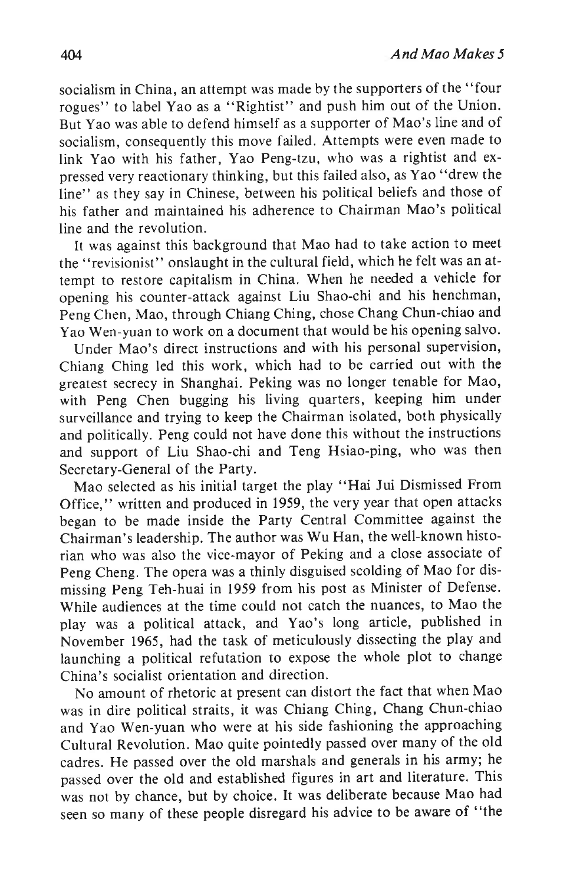socialism in China, an attempt was made by the supporters of the "four rogues" to label Yao as a "Rightist" and push him out of the Union. But Yao was able to defend himself as a supporter of Mao's line and of socialism, consequently this move failed. Attempts were even made to link Yao with his father, Yao Peng-tzu, who was a rightist and expressed very reactionary thinking, but this failed also, as Yao "drew the line" as they say in Chinese, between his political beliefs and those of his father and maintained his adherence to Chairman Mao's political line and the revolution.

It was against this background that Mao had to take action to meet the "revisionist" onslaught in the cultural field, which he felt was an attempt to restore capitalism in China. When he needed a vehicle for opening his counter-attack against Liu Shao-chi and his henchman, Peng Chen, Mao, through Chiang Ching, chose Chang Chun-chiao and Yao Wen-yuan to work on a document that would be his opening salvo.

Under Mao's direct instructions and with his personal supervision, Chiang Ching led this work, which had to be carried out with the greatest secrecy in Shanghai. Peking was no longer tenable for Mao, with Peng Chen bugging his living quarters, keeping him under surveillance and trying to keep the Chairman isolated, both physically and politically. Peng could not have done this without the instructions and support of Liu Shao-chi and Teng Hsiao-ping, who was then Secretary-General of the Party.

Mao selected as his initial target the play "Hai Jui Dismissed From Office," written and produced in 1959, the very year that open attacks began to be made inside the Party Central Committee against the Chairman's leadership. The author was Wu Han, the well-known historian who was also the vice-mayor of Peking and a close associate of Peng Cheng. The opera was a thinly disguised scolding of Mao for dismissing Peng Teh-huai in 1959 from his post as Minister of Defense. While audiences at the time could not catch the nuances, to Mao the play was a political attack, and Yao's long article, published in November 1965, had the task of meticulously dissecting the play and launching a political refutation to expose the whole plot to change China's socialist orientation and direction.

No amount of rhetoric at present can distort the fact that when Mao was in dire political straits, it was Chiang Ching, Chang Chun-chiao and Yao Wen-yuan who were at his side fashioning the approaching Cultural Revolution. Mao quite pointedly passed over many of the old cadres. He passed over the old marshals and generals in his army; he passed over the old and established figures in art and literature. This was not by chance, but by choice. It was deliberate because Mao had seen so many of these people disregard his advice to be aware of "the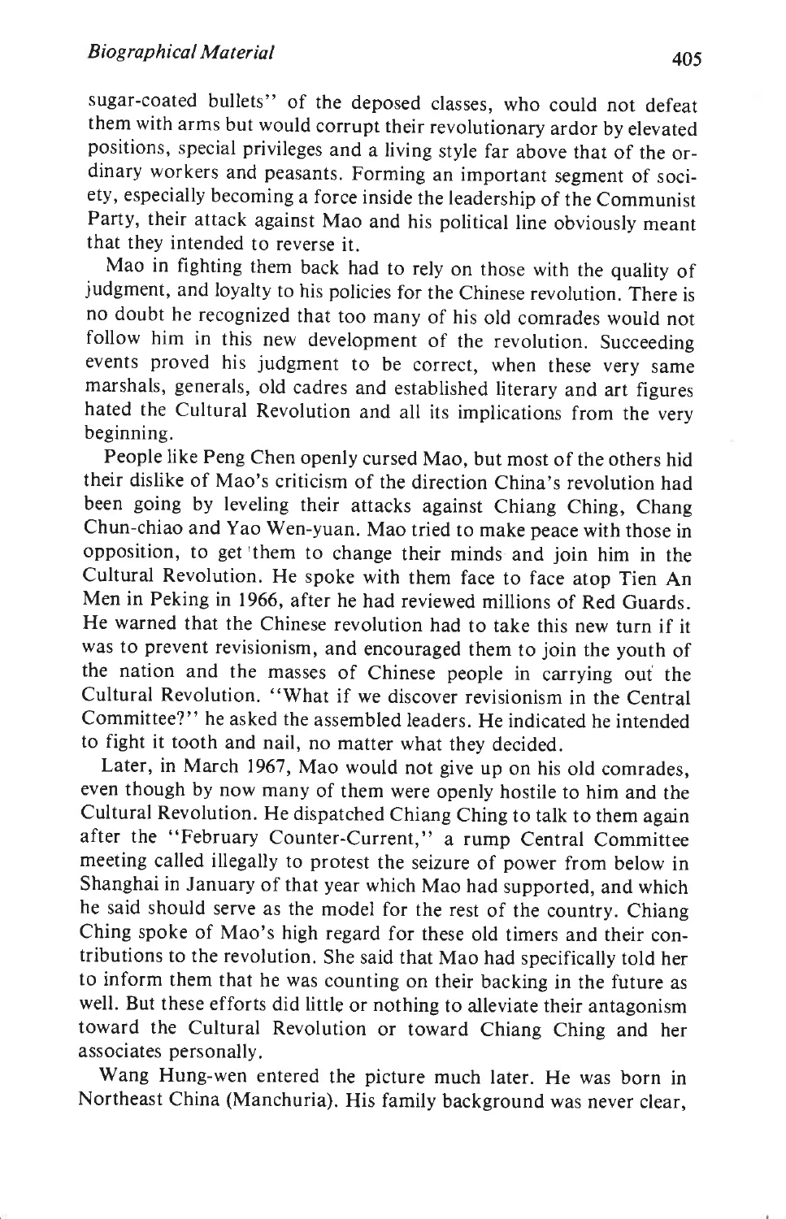sugar-coated bullets" of the deposed classes, who could not defeat them with arms but would corrupt their revolutionary ardor by elevated positions, special privileges and a living style far above that of the ordinary workers and peasants. Forming an important segment of society, especially becoming a force inside the leadership of the Communist Party, their attack against Mao and his political line obviously meant that they intended to reverse it.

Mao in fighting them back had to rely on those with the quality of judgment, and loyalty to his policies for the Chinese revolution. There is no doubt he recognized that too many of his old comrades would not follow him in this new development of the revolution. Succeeding events proved his judgment to be correct, when these very same marshals, generals, old cadres and established literary and art figures hated the Cultural Revolution and all its implications from the very beginning.

People like Peng Chen openly cursed Mao, but most of the others hid their dislike of Mao's criticism of the direction China's revolution had been going by leveling their attacks against Chiang Ching, Chang Chun-chiao and Yao Wen-yuan. Mao tried to make peace with those in opposition, to get them to change their minds and join him in the Cultural Revolution. He spoke with them face to face atop Tien An Men in Peking in 1966, after he had reviewed millions of Red Guards. He warned that the Chinese revolution had to take this new turn if it was to prevent revisionism, and encouraged them to join the youth of the nation and the masses of Chinese people in carrying out the Cultural Revolution. "What if we discover revisionism in the Central Committee?" he asked the assembled leaders. He indicated he intended to fight it tooth and nail, no matter what they decided.

Later, in March 1967, Mao would not give up on his old comrades, even though by now many of them were openly hostile to him and the Cultural Revolution. He dispatched Chiang Ching to talk to them again after the "February Counter-Current," a rump Central Committee meeting called illegally to protest the seizure of power from below in Shanghai in January of that year which Mao had supported, and which he said should serve as the model for the rest of the country. Chiang Ching spoke of Mao's high regard for these old timers and their contributions to the revolution. She said that Mao had specifically told her to inform them that he was counting on their backing in the future as well. But these efforts did little or nothing to alleviate their antagonism toward the Cultural Revolution or toward Chiang Ching and her associates personally.

Wang Hung-wen entered the picture much later. He was born in Northeast China (Manchuria). His family background was never clear,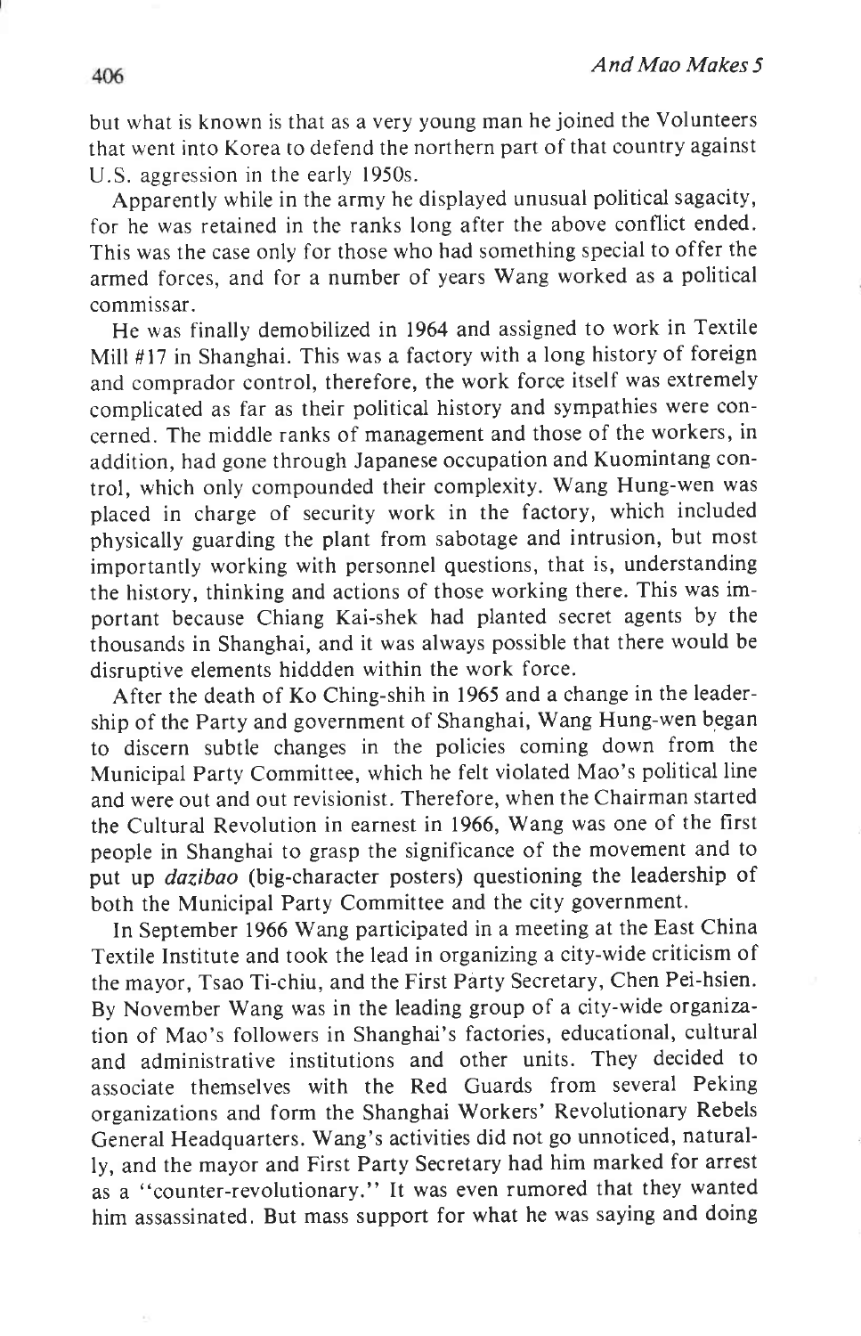but what is known is that as a very young man he joined the Volunteers that went into Korea to defend the northern part of that country against U.S. aggression in the early 1950s.

Apparently while in the army he displayed unusual political sagacity, for he was retained in the ranks long after the above conflict ended. This was the case only for those who had something special to offer the armed forces, and for a number of years Wang worked as a political commissar.

He was finally demobilized in 1964 and assigned to work in Textile Mill #17 in Shanghai. This was a factory with a long history of foreign and comprador control, therefore, the work force itself was extremely complicated as far as their political history and sympathies were concerned. The middle ranks of management and those of the workers, in addition, had gone through Japanese occupation and Kuomintang control, which only compounded their complexity. Wang Hung-wen was placed in charge of security work in the factory, which included physically guarding the plant from sabotage and intrusion, but most importantly working with personnel questions, that is, understanding the history, thinking and actions of those working there. This was important because Chiang Kai-shek had planted secret agents by the thousands in Shanghai, and it was always possible that there would be disruptive elements hiddden within the work force.

After the death of Ko Ching-shih in 1965 and a change in the leadership of the Party and government of Shanghai, Wang Hung-wen began to discern subtle changes in the policies coming down from the Municipal Party Committee, which he felt violated Mao's political line and were out and out revisionist. Therefore, when the Chairman started the Cultural Revolution in earnest in 1966, Wang was one of the first people in Shanghai to grasp the significance of the movement and to put up *dazibao* (big-character posters) questioning the leadership of both the Municipal Party Committee and the city government.

In September 1966 Wang participated in a meeting at the East China Textile Institute and took the lead in organizing a city-wide criticism of the mayor, Tsao Ti-chiu, and the First Party Secretary, Chen Pei-hsien. By November Wang was in the leading group of a city-wide organization of Mao's followers in Shanghai's factories, educational, cultural and administrative institutions and other units. They decided to associate themselves with the Red Guards from several Peking organizations and form the Shanghai Workers' Revolutionary Rebels General Headquarters. Wang's activities did not go unnoticed, naturally, and the mayor and First Party Secretary had him marked for arrest as a "counter-revolutionary." It was even rumored that they wanted him assassinated. But mass support for what he was saying and doing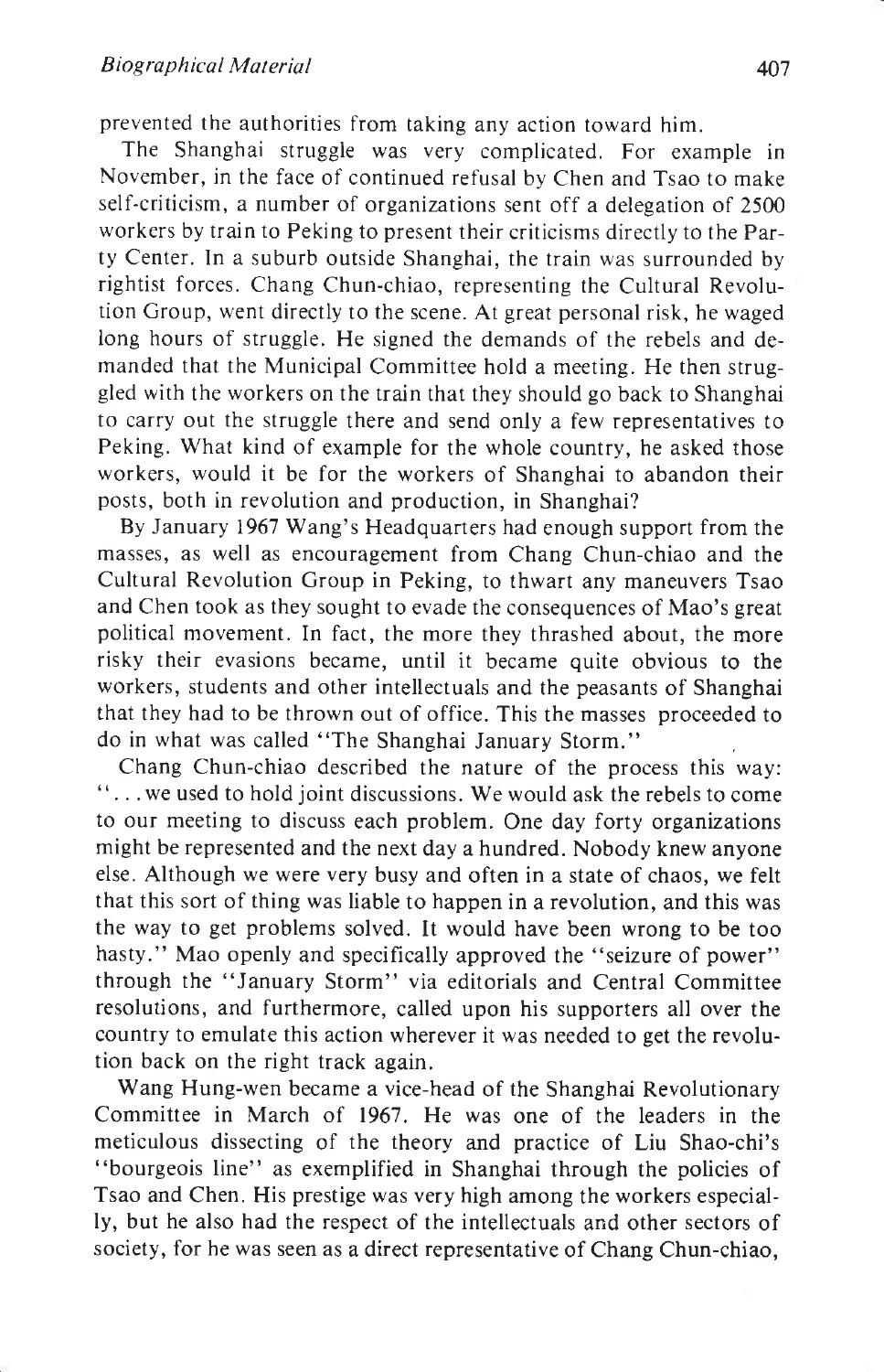prevented the authorities from taking any action toward him.

The Shanghai struggle was very complicated. For example in November, in the face of continued refusal by Chen and Tsao to make self-criticism, a number of organizations sent off a delegation of 2500 workers by train to Peking to present their criticisms directly to the Party Center. In a suburb outside Shanghai, the train was surrounded by rightist forces. Chang Chun-chiao, representing the Cultural Revolution Group, went directly to the scene. At great personal risk, he waged long hours of struggle. He signed the demands of the rebels and demanded that the Municipal Committee hold a meeting. He then struggled with the workers on the train that they should go back to Shanghai to carry out the struggle there and send only a few representatives to Peking. What kind of example for the whole country, he asked those workers, would it be for the workers of Shanghai to abandon their posts, both in revolution and production, in Shanghai?

By January 1967 Wang's Headquarters had enough support from the masses, as well as encouragement from Chang Chun-chiao and the Cultural Revolution Group in Peking, to thwart any maneuvers Tsao and Chen took as they sought to evade the consequences of Mao's great political movement. In fact, the more they thrashed about, the more risky their evasions became, until it became quite obvious to the workers, students and other intellectuals and the peasants of Shanghai that they had to be thrown out of office. This the masses proceeded to do in what was called "The Shanghai January Storm."

Chang Chun-chiao described the nature of the process this way: ". . . we used to hold joint discussions. We would ask the rebels to come to our meeting to discuss each problem. One day forty organizations might be represented and the next day a hundred. Nobody knew anyone else. Although we were very busy and often in a state of chaos, we felt that this sort of thing was liable to happen in a revolution, and this was the way to get problems solved. It would have been wrong to be too hasty." Mao openly and specifically approved the "seizure of power" through the "January Storm" via editorials and Central Committee resolutions, and furthermore, called upon his supporters all over the country to emulate this action wherever it was needed to get the revolution back on the right track again.

Wang Hung-wen became a vice-head of the Shanghai Revolutionary Committee in March of 1967. He was one of the leaders in the meticulous dissecting of the theory and practice of Liu Shao-chi's "bourgeois line" as exemplified in Shanghai through the policies of Tsao and Chen. His prestige was very high among the workers especially, but he also had the respect of the intellectuals and other sectors of society, for he was seen as a direct representative of Chang Chun-chiao,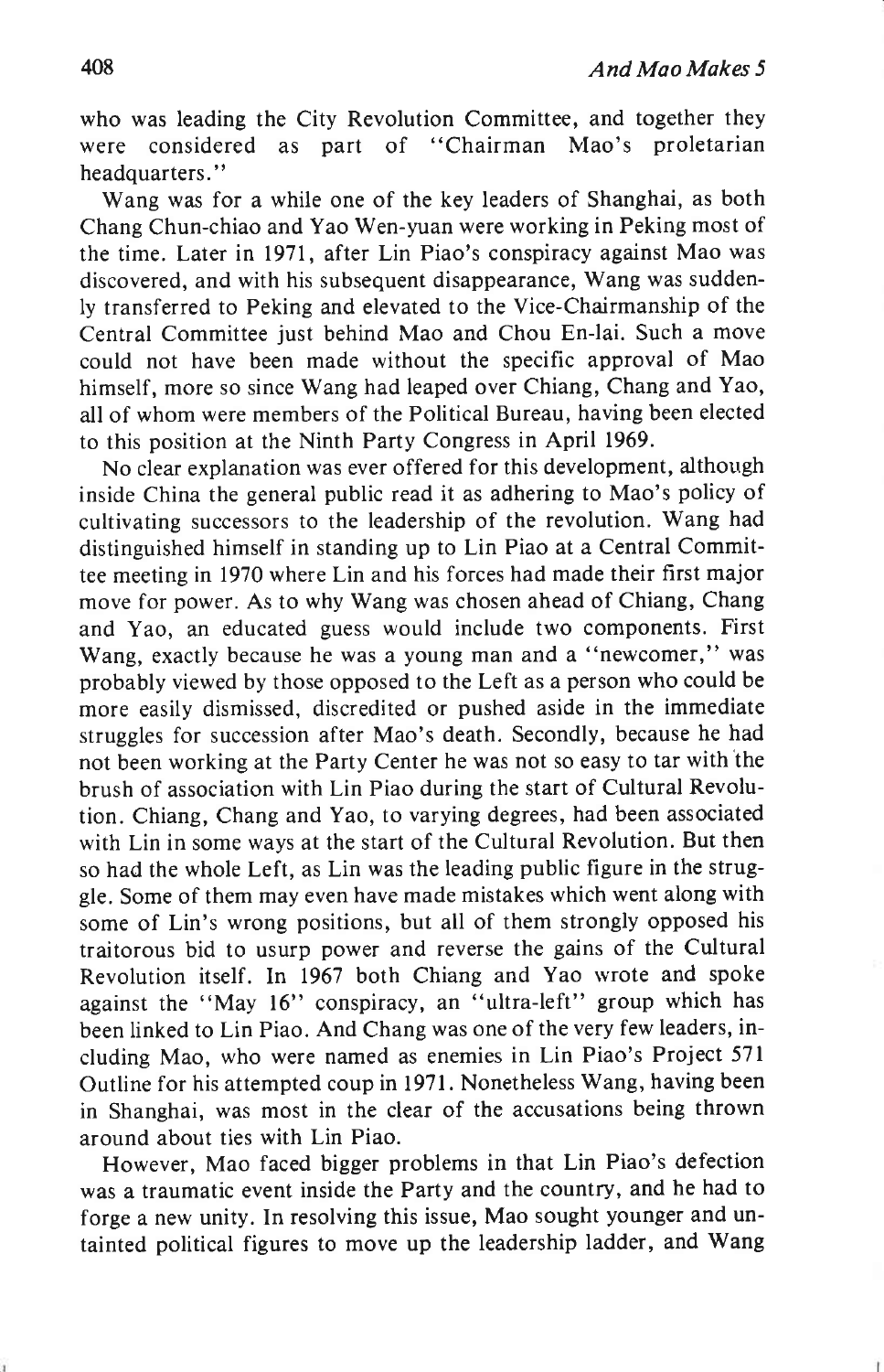who was leading the City Revolution Committee, and together they were considered as part of "Chairman Mao's proletarian headquarters."

Wang was for a while one of the key leaders of Shanghai, as both Chang Chun-chiao and Yao Wen-yuan were working in Peking most of the time. Later in 1971, after Lin Piao's conspiracy against Mao was discovered, and with his subsequent disappearance, Wang was suddenly transferred to Peking and elevated to the Vice-Chairmanship of the Central Committee just behind Mao and Chou En-lai. Such a move could not have been made without the specific approval of Mao himself, more so since Wang had leaped over Chiang, Chang and Yao, all of whom were members of the Political Bureau, having been elected to this position at the Ninth Party Congress in April 1969.

No clear explanation was ever offered for this development, although inside China the general public read it as adhering to Mao's policy of cultivating successors to the leadership of the revolution. Wang had distinguished himself in standing up to Lin Piao at a Central Committee meeting in 1970 where Lin and his forces had made their first major move for power. As to why Wang was chosen ahead of Chiang, Chang and Yao, an educated guess would include two components. First Wang, exactly because he was a young man and a "newcomer," was probably viewed by those opposed to the Left as a person who could be more easily dismissed, discredited or pushed aside in the immediate struggles for succession after Mao's death. Secondly, because he had not been working at the Party Center he was not so easy to tar with the brush of association with Lin Piao during the start of Cultural Revolution. Chiang, Chang and Yao, to varying degrees, had been associated with Lin in some ways at the start of the Cultural Revolution. But then so had the whole Left, as Lin was the leading public figure in the struggle. Some of them may even have made mistakes which went along with some of Lin's wrong positions, but all of them strongly opposed his traitorous bid to usurp power and reverse the gains of the Cultural Revolution itself. In 1967 both Chiang and Yao wrote and spoke against the "May 16" conspiracy, an "ultra-left" group which has been linked to Lin Piao. And Chang was one of the very few leaders, including Mao, who were named as enemies in Lin Piao's Project 571 Outline for his attempted coup in 1971. Nonetheless Wang, having been in Shanghai, was most in the clear of the accusations being thrown around about ties with Lin Piao.

However, Mao faced bigger problems in that Lin Piao's defection was a traumatic event inside the Party and the country, and he had to forge a new unity. In resolving this issue, Mao sought younger and untainted political figures to move up the leadership ladder, and Wang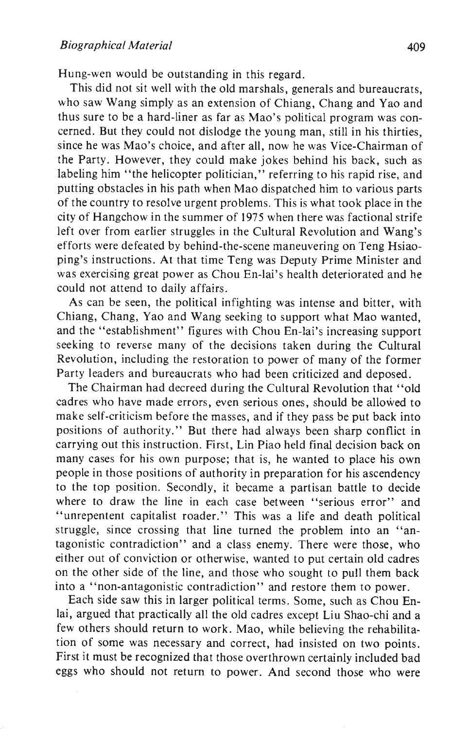Hung-wen would be outstanding in this regard.

This did not sit well with the old marshals, generals and bureaucrats, who saw Wang simply as an extension of Chiang, Chang and Yao and thus sure to be a hard-liner as far as Mao's political program was concerned. But they could not dislodge the young man, still in his thirties, since he was Mao's choice, and after all, now he was Vice-Chairman of the Party. However, they could make jokes behind his back, such as labeling him "the helicopter politician," referring to his rapid rise, and putting obstacles in his path when Mao dispatched him to various parts of the country to resolve urgent problems. This is what took place in the city of Hangchow in the summer of 1975 when there was factional strife left over from earlier struggles in the Cultural Revolution and Wang's efforts were defeated by behind-the-scene maneuvering on Teng Hsiao-ping's instructions. At that time Teng was Deputy Prime Minister and was exercising great power as Chou En-lai's health deteriorated and he could not attend to daily affairs.

As can be seen, the political infighting was intense and bitter, with Chiang, Chang, Yao and Wang seeking to support what Mao wanted, and the "establishment" figures with Chou En-lai's increasing support seeking to reverse many of the decisions taken during the Cultural Revolution, including the restoration to power of many of the former Party leaders and bureaucrats who had been criticized and deposed.

The Chairman had decreed during the Cultural Revolution that "old cadres who have made errors, even serious ones, should be allowed to make self-criticism before the masses, and if they pass be put back into positions of authority." But there had always been sharp conflict in carrying out this instruction. First, Lin Piao held final decision back on many cases for his own purpose; that is, he wanted to place his own people in those positions of authority in preparation for his ascendency to the top position. Secondly, it became a partisan battle to decide where to draw the line in each case between "serious error" and "unrepentent capitalist roader." This was a life and death political struggle, since crossing that line turned the problem into an "antagonistic contradiction" and a class enemy. There were those, who either out of conviction or otherwise, wanted to put certain old cadres on the other side of the line, and those who sought to pull them back into a "non-antagonistic contradiction" and restore them to power.

Each side saw this in larger political terms. Some, such as Chou En-lai, argued that practically all the old cadres except Liu Shao-chi and a few others should return to work. Mao, while believing the rehabilitation of some was necessary and correct, had insisted on two points. First it must be recognized that those overthrown certainly included bad eggs who should not return to power. And second those who were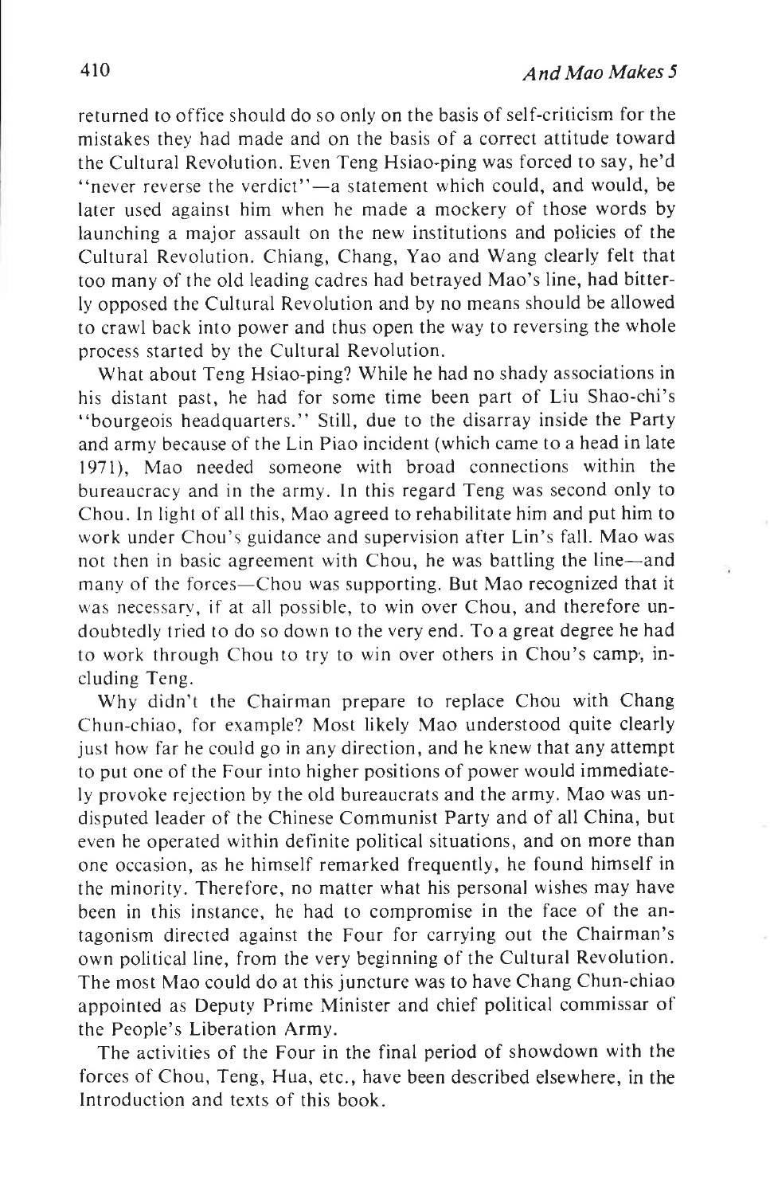returned to office should do so only on the basis of self-criticism for the mistakes they had made and on the basis of a correct attitude toward the Cultural Revolution. Even Teng Hsiao-ping was forced to say, he'd "never reverse the verdict"—a statement which could, and would, be later used against him when he made a mockery of those words by launching a major assault on the new institutions and policies of the Cultural Revolution. Chiang, Chang, Yao and Wang clearly felt that too many of the old leading cadres had betrayed Mao's line, had bitterly opposed the Cultural Revolution and by no means should be allowed to crawl back into power and thus open the way to reversing the whole process started by the Cultural Revolution.

What about Teng Hsiao-ping? While he had no shady associations in his distant past, he had for some time been part of Liu Shao-chi's "bourgeois headquarters." Still, due to the disarray inside the Party and army because of the Lin Piao incident (which came to a head in late 1971), Mao needed someone with broad connections within the bureaucracy and in the army. In this regard Teng was second only to Chou. In light of all this, Mao agreed to rehabilitate him and put him to work under Chou's guidance and supervision after Lin's fall. Mao was not then in basic agreement with Chou, he was battling the line—and many of the forces—Chou was supporting. But Mao recognized that it was necessary, if at all possible, to win over Chou, and therefore undoubtedly tried to do so down to the very end. To a great degree he had to work through Chou to try to win over others in Chou's camp, including Teng.

Why didn't the Chairman prepare to replace Chou with Chang Chun-chiao, for example? Most likely Mao understood quite clearly just how far he could go in any direction, and he knew that any attempt to put one of the Four into higher positions of power would immediately provoke rejection by the old bureaucrats and the army. Mao was undisputed leader of the Chinese Communist Party and of all China, but even he operated within definite political situations, and on more than one occasion, as he himself remarked frequently, he found himself in the minority. Therefore, no matter what his personal wishes may have been in this instance, he had to compromise in the face of the antagonism directed against the Four for carrying out the Chairman's own political line, from the very beginning of the Cultural Revolution. The most Mao could do at this juncture was to have Chang Chun-chiao appointed as Deputy Prime Minister and chief political commissar of the People's Liberation Army.

The activities of the Four in the final period of showdown with the forces of Chou, Teng, Hua, etc., have been described elsewhere, in the Introduction and texts of this book.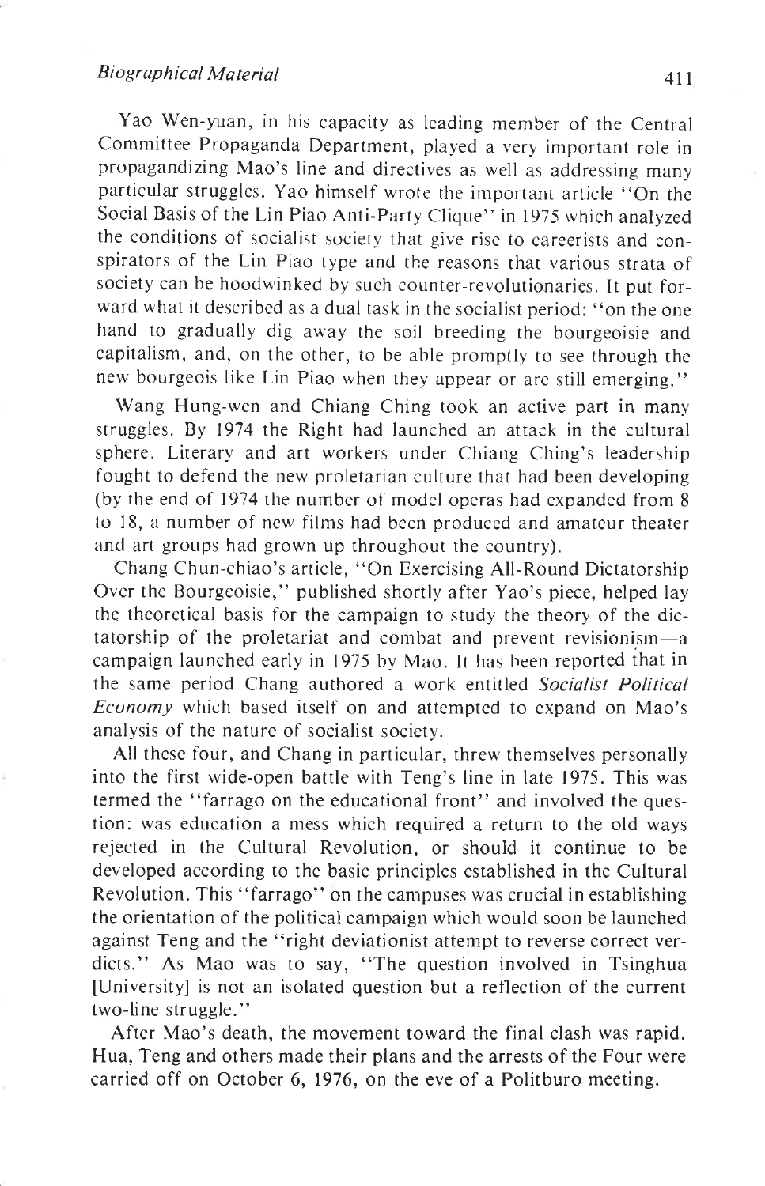Yao Wen-yuan, in his capacity as leading member of the Central Committee Propaganda Department, played a very important role in propagandizing Mao's line and directives as well as addressing many particular struggles. Yao himself wrote the important article "On the Social Basis of the Lin Piao Anti-Party Clique" in 1975 which analyzed the conditions of socialist society that give rise to careerists and conspirators of the Lin Piao type and the reasons that various strata of society can be hoodwinked by such counter-revolutionaries. It put forward what it described as a dual task in the socialist period: "on the one hand to gradually dig away the soil breeding the bourgeoisie and capitalism, and, on the other, to be able promptly to see through the new bourgeois like Lin Piao when they appear or are still emerging."

Wang Hung-wen and Chiang Ching took an active part in many struggles. By 1974 the Right had launched an attack in the cultural sphere. Literary and art workers under Chiang Ching's leadership fought to defend the new proletarian culture that had been developing (by the end of 1974 the number of model operas had expanded from 8 to 18, a number of new films had been produced and amateur theater and art groups had grown up throughout the country).

Chang Chun-chiao's article, "On Exercising All-Round Dictatorship Over the Bourgeoisie," published shortly after Yao's piece, helped lay the theoretical basis for the campaign to study the theory of the dictatorship of the proletariat and combat and prevent revisionism—a campaign launched early in 1975 by Mao. It has been reported that in the same period Chang authored a work entitled *Socialist Political Economy* which based itself on and attempted to expand on Mao's analysis of the nature of socialist society.

All these four, and Chang in particular, threw themselves personally into the first wide-open battle with Teng's line in late 1975. This was termed the "farrago on the educational front" and involved the question: was education a mess which required a return to the old ways rejected in the Cultural Revolution, or should it continue to be developed according to the basic principles established in the Cultural Revolution. This "farrago" on the campuses was crucial in establishing the orientation of the political campaign which would soon be launched against Teng and the "right deviationist attempt to reverse correct verdicts." As Mao was to say, "The question involved in Tsinghua [University] is not an isolated question but a reflection of the current two-line struggle."

After Mao's death, the movement toward the final clash was rapid. Hua, Teng and others made their plans and the arrests of the Four were carried off on October 6, 1976, on the eve of a Politburo meeting.